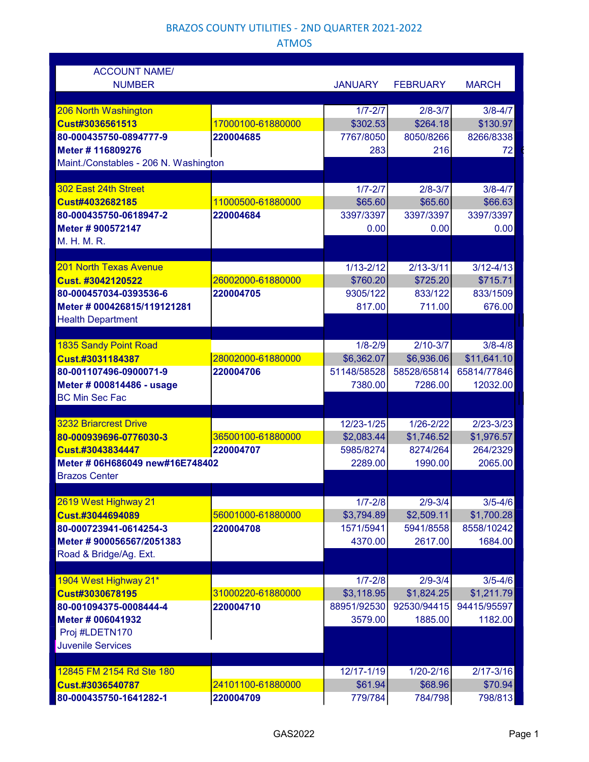# BRAZOS COUNTY UTILITIES - 2ND QUARTER 2021-2022

## ATMOS

| ACCOUNT NAME/ NUMBER | | JANUARY | FEBRUARY | MARCH |
|---|---|---|---|---|
| 206 North Washington | | 1/7-2/7 | 2/8-3/7 | 3/8-4/7 |
| **Cust#3036561513** | 17000100-61880000 | $302.53 | $264.18 | $130.97 |
| **80-000435750-0894777-9** | **220004685** | 7767/8050 | 8050/8266 | 8266/8338 |
| **Meter # 116809276** | | 283 | 216 | 72 |
| Maint./Constables - 206 N. Washington | | | | |
| 302 East 24th Street | | 1/7-2/7 | 2/8-3/7 | 3/8-4/7 |
| **Cust#4032682185** | 11000500-61880000 | $65.60 | $65.60 | $66.63 |
| **80-000435750-0618947-2** | **220004684** | 3397/3397 | 3397/3397 | 3397/3397 |
| **Meter # 900572147** | | 0.00 | 0.00 | 0.00 |
| M. H. M. R. | | | | |
| 201 North Texas Avenue | | 1/13-2/12 | 2/13-3/11 | 3/12-4/13 |
| **Cust. #3042120522** | 26002000-61880000 | $760.20 | $725.20 | $715.71 |
| **80-000457034-0393536-6** | **220004705** | 9305/122 | 833/122 | 833/1509 |
| **Meter # 000426815/119121281** | | 817.00 | 711.00 | 676.00 |
| Health Department | | | | |
| 1835 Sandy Point Road | | 1/8-2/9 | 2/10-3/7 | 3/8-4/8 |
| **Cust.#3031184387** | 28002000-61880000 | $6,362.07 | $6,936.06 | $11,641.10 |
| **80-001107496-0900071-9** | **220004706** | 51148/58528 | 58528/65814 | 65814/77846 |
| **Meter # 000814486 - usage** | | 7380.00 | 7286.00 | 12032.00 |
| BC Min Sec Fac | | | | |
| 3232 Briarcrest Drive | | 12/23-1/25 | 1/26-2/22 | 2/23-3/23 |
| **80-000939696-0776030-3** | 36500100-61880000 | $2,083.44 | $1,746.52 | $1,976.57 |
| **Cust.#3043834447** | **220004707** | 5985/8274 | 8274/264 | 264/2329 |
| **Meter # 06H686049 new#16E748402** | | 2289.00 | 1990.00 | 2065.00 |
| Brazos Center | | | | |
| 2619 West Highway 21 | | 1/7-2/8 | 2/9-3/4 | 3/5-4/6 |
| **Cust.#3044694089** | 56001000-61880000 | $3,794.89 | $2,509.11 | $1,700.28 |
| **80-000723941-0614254-3** | **220004708** | 1571/5941 | 5941/8558 | 8558/10242 |
| **Meter # 900056567/2051383** | | 4370.00 | 2617.00 | 1684.00 |
| Road & Bridge/Ag. Ext. | | | | |
| 1904 West Highway 21* | | 1/7-2/8 | 2/9-3/4 | 3/5-4/6 |
| **Cust#3030678195** | 31000220-61880000 | $3,118.95 | $1,824.25 | $1,211.79 |
| **80-001094375-0008444-4** | **220004710** | 88951/92530 | 92530/94415 | 94415/95597 |
| **Meter # 006041932** | | 3579.00 | 1885.00 | 1182.00 |
| Proj #LDETN170 | | | | |
| Juvenile Services | | | | |
| 12845 FM 2154 Rd Ste 180 | | 12/17-1/19 | 1/20-2/16 | 2/17-3/16 |
| **Cust.#3036540787** | 24101100-61880000 | $61.94 | $68.96 | $70.94 |
| **80-000435750-1641282-1** | **220004709** | 779/784 | 784/798 | 798/813 |

GAS2022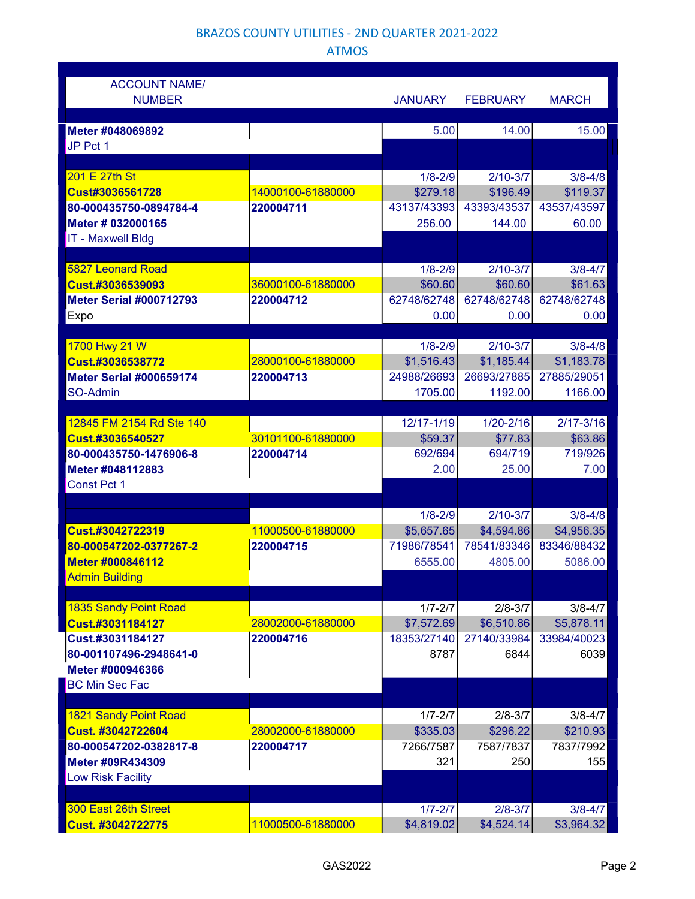BRAZOS COUNTY UTILITIES - 2ND QUARTER 2021-2022

ATMOS

| ACCOUNT NAME/ NUMBER | | JANUARY | FEBRUARY | MARCH |
|---|---|---|---|---|
| **Meter #048069892** | | 5.00 | 14.00 | 15.00 |
| JP Pct 1 | | | | |
| 201 E 27th St | | 1/8-2/9 | 2/10-3/7 | 3/8-4/8 |
| **Cust#3036561728** | 14000100-61880000 | $279.18 | $196.49 | $119.37 |
| **80-000435750-0894784-4** | **220004711** | 43137/43393 | 43393/43537 | 43537/43597 |
| **Meter # 032000165** | | 256.00 | 144.00 | 60.00 |
| IT - Maxwell Bldg | | | | |
| 5827 Leonard Road | | 1/8-2/9 | 2/10-3/7 | 3/8-4/7 |
| **Cust.#3036539093** | 36000100-61880000 | $60.60 | $60.60 | $61.63 |
| **Meter Serial #000712793** | **220004712** | 62748/62748 | 62748/62748 | 62748/62748 |
| Expo | | 0.00 | 0.00 | 0.00 |
| 1700 Hwy 21 W | | 1/8-2/9 | 2/10-3/7 | 3/8-4/8 |
| **Cust.#3036538772** | 28000100-61880000 | $1,516.43 | $1,185.44 | $1,183.78 |
| **Meter Serial #000659174** | **220004713** | 24988/26693 | 26693/27885 | 27885/29051 |
| SO-Admin | | 1705.00 | 1192.00 | 1166.00 |
| 12845 FM 2154 Rd Ste 140 | | 12/17-1/19 | 1/20-2/16 | 2/17-3/16 |
| **Cust.#3036540527** | 30101100-61880000 | $59.37 | $77.83 | $63.86 |
| **80-000435750-1476906-8** | **220004714** | 692/694 | 694/719 | 719/926 |
| **Meter #048112883** | | 2.00 | 25.00 | 7.00 |
| Const Pct 1 | | | | |
| | | 1/8-2/9 | 2/10-3/7 | 3/8-4/8 |
| **Cust.#3042722319** | 11000500-61880000 | $5,657.65 | $4,594.86 | $4,956.35 |
| **80-000547202-0377267-2** | **220004715** | 71986/78541 | 78541/83346 | 83346/88432 |
| **Meter #000846112** | | 6555.00 | 4805.00 | 5086.00 |
| Admin Building | | | | |
| 1835 Sandy Point Road | | 1/7-2/7 | 2/8-3/7 | 3/8-4/7 |
| **Cust.#3031184127** | 28002000-61880000 | $7,572.69 | $6,510.86 | $5,878.11 |
| **Cust.#3031184127** | **220004716** | 18353/27140 | 27140/33984 | 33984/40023 |
| **80-001107496-2948641-0** | | 8787 | 6844 | 6039 |
| **Meter #000946366** | | | | |
| BC Min Sec Fac | | | | |
| 1821 Sandy Point Road | | 1/7-2/7 | 2/8-3/7 | 3/8-4/7 |
| **Cust. #3042722604** | 28002000-61880000 | $335.03 | $296.22 | $210.93 |
| **80-000547202-0382817-8** | **220004717** | 7266/7587 | 7587/7837 | 7837/7992 |
| **Meter #09R434309** | | 321 | 250 | 155 |
| Low Risk Facility | | | | |
| 300 East 26th Street | | 1/7-2/7 | 2/8-3/7 | 3/8-4/7 |
| **Cust. #3042722775** | 11000500-61880000 | $4,819.02 | $4,524.14 | $3,964.32 |

GAS2022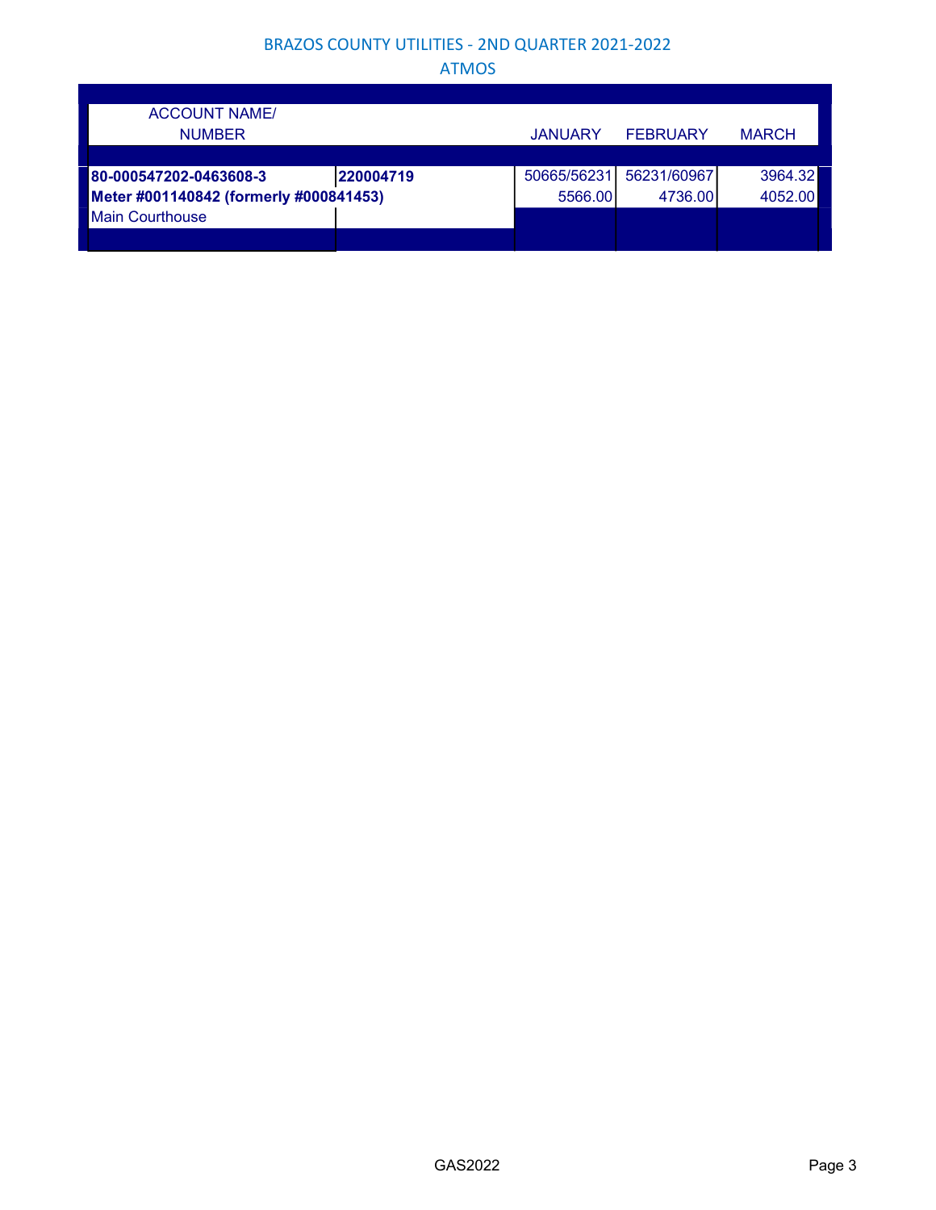BRAZOS COUNTY UTILITIES - 2ND QUARTER 2021-2022

ATMOS

| ACCOUNT NAME/ NUMBER | | JANUARY | FEBRUARY | MARCH |
|---|---|---|---|---|
| **80-000547202-0463608-3** | **220004719** | 50665/56231 | 56231/60967 | 3964.32 |
| **Meter #001140842 (formerly #000841453)** | | 5566.00 | 4736.00 | 4052.00 |
| Main Courthouse | | | | |

GAS2022